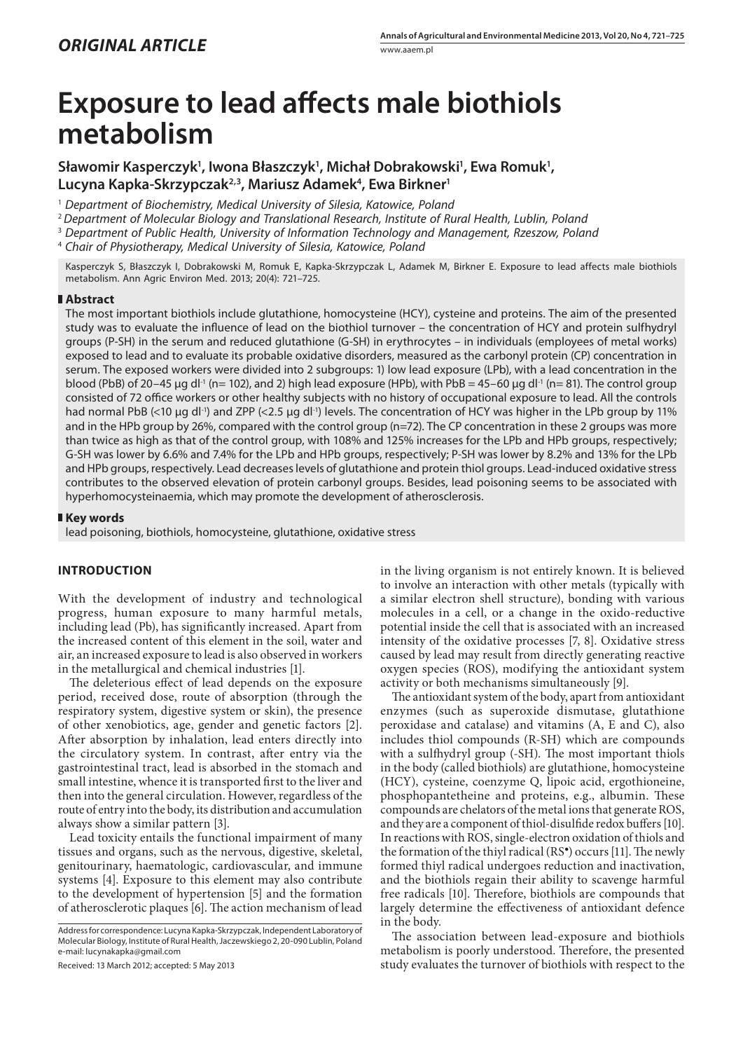## ORIGINAL ARTICLE

# Exposure to lead affects male biothiols metabolism

**Sławomir Kasperczyk[1], Iwona Błaszczyk[1], Michał Dobrakowski[1], Ewa Romuk[1], Lucyna Kapka-Skrzypczak[2,3], Mariusz Adamek[4], Ewa Birkner[1]**

[1] *Department of Biochemistry, Medical University of Silesia, Katowice, Poland*

[2] *Department of Molecular Biology and Translational Research, Institute of Rural Health, Lublin, Poland*

[3] *Department of Public Health, University of Information Technology and Management, Rzeszow, Poland*

[4] *Chair of Physiotherapy, Medical University of Silesia, Katowice, Poland*

Kasperczyk S, Błaszczyk I, Dobrakowski M, Romuk E, Kapka-Skrzypczak L, Adamek M, Birkner E. Exposure to lead affects male biothiols metabolism. Ann Agric Environ Med. 2013; 20(4): 721–725.

## Abstract

The most important biothiols include glutathione, homocysteine (HCY), cysteine and proteins. The aim of the presented study was to evaluate the influence of lead on the biothiol turnover – the concentration of HCY and protein sulfhydryl groups (P-SH) in the serum and reduced glutathione (G-SH) in erythrocytes – in individuals (employees of metal works) exposed to lead and to evaluate its probable oxidative disorders, measured as the carbonyl protein (CP) concentration in serum. The exposed workers were divided into 2 subgroups: 1) low lead exposure (LPb), with a lead concentration in the blood (PbB) of 20–45 μg $dl^{-1}$ (n= 102), and 2) high lead exposure (HPb), with PbB = 45–60 μg $dl^{-1}$ (n= 81). The control group consisted of 72 office workers or other healthy subjects with no history of occupational exposure to lead. All the controls had normal PbB (<10 μg $dl^{-1}$) and ZPP (<2.5 μg $dl^{-1}$) levels. The concentration of HCY was higher in the LPb group by 11% and in the HPb group by 26%, compared with the control group (n=72). The CP concentration in these 2 groups was more than twice as high as that of the control group, with 108% and 125% increases for the LPb and HPb groups, respectively; G-SH was lower by 6.6% and 7.4% for the LPb and HPb groups, respectively; P-SH was lower by 8.2% and 13% for the LPb and HPb groups, respectively. Lead decreases levels of glutathione and protein thiol groups. Lead-induced oxidative stress contributes to the observed elevation of protein carbonyl groups. Besides, lead poisoning seems to be associated with hyperhomocysteinaemia, which may promote the development of atherosclerosis.

## Key words

lead poisoning, biothiols, homocysteine, glutathione, oxidative stress

## INTRODUCTION

With the development of industry and technological progress, human exposure to many harmful metals, including lead (Pb), has significantly increased. Apart from the increased content of this element in the soil, water and air, an increased exposure to lead is also observed in workers in the metallurgical and chemical industries [1].

The deleterious effect of lead depends on the exposure period, received dose, route of absorption (through the respiratory system, digestive system or skin), the presence of other xenobiotics, age, gender and genetic factors [2]. After absorption by inhalation, lead enters directly into the circulatory system. In contrast, after entry via the gastrointestinal tract, lead is absorbed in the stomach and small intestine, whence it is transported first to the liver and then into the general circulation. However, regardless of the route of entry into the body, its distribution and accumulation always show a similar pattern [3].

Lead toxicity entails the functional impairment of many tissues and organs, such as the nervous, digestive, skeletal, genitourinary, haematologic, cardiovascular, and immune systems [4]. Exposure to this element may also contribute to the development of hypertension [5] and the formation of atherosclerotic plaques [6]. The action mechanism of lead in the living organism is not entirely known. It is believed to involve an interaction with other metals (typically with a similar electron shell structure), bonding with various molecules in a cell, or a change in the oxido-reductive potential inside the cell that is associated with an increased intensity of the oxidative processes [7, 8]. Oxidative stress caused by lead may result from directly generating reactive oxygen species (ROS), modifying the antioxidant system activity or both mechanisms simultaneously [9].

The antioxidant system of the body, apart from antioxidant enzymes (such as superoxide dismutase, glutathione peroxidase and catalase) and vitamins (A, E and C), also includes thiol compounds (R-SH) which are compounds with a sulfhydryl group (-SH). The most important thiols in the body (called biothiols) are glutathione, homocysteine (HCY), cysteine, coenzyme Q, lipoic acid, ergothioneine, phosphopantetheine and proteins, e.g., albumin. These compounds are chelators of the metal ions that generate ROS, and they are a component of thiol-disulfide redox buffers [10]. In reactions with ROS, single-electron oxidation of thiols and the formation of the thiyl radical (RS•) occurs [11]. The newly formed thiyl radical undergoes reduction and inactivation, and the biothiols regain their ability to scavenge harmful free radicals [10]. Therefore, biothiols are compounds that largely determine the effectiveness of antioxidant defence in the body.

The association between lead-exposure and biothiols metabolism is poorly understood. Therefore, the presented study evaluates the turnover of biothiols with respect to the

Address for correspondence: Lucyna Kapka-Skrzypczak, Independent Laboratory of Molecular Biology, Institute of Rural Health, Jaczewskiego 2, 20-090 Lublin, Poland
e-mail: lucynakapka@gmail.com

Received: 13 March 2012; accepted: 5 May 2013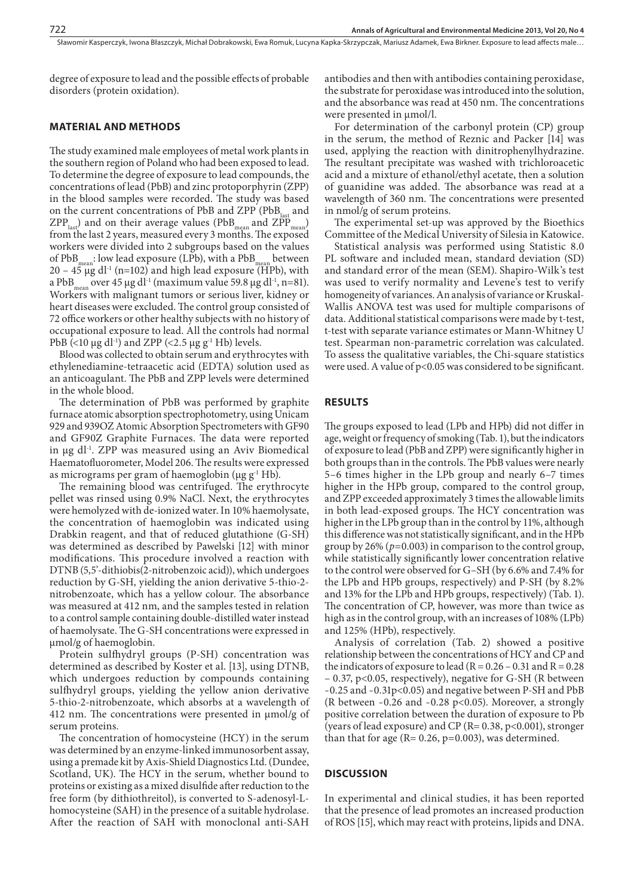degree of exposure to lead and the possible effects of probable disorders (protein oxidation).

## MATERIAL AND METHODS

The study examined male employees of metal work plants in the southern region of Poland who had been exposed to lead. To determine the degree of exposure to lead compounds, the concentrations of lead (PbB) and zinc protoporphyrin (ZPP) in the blood samples were recorded. The study was based on the current concentrations of PbB and ZPP ($PbB_{last}$ and $ZPP_{last}$) and on their average values ($PbB_{mean}$ and $ZPP_{mean}$) from the last 2 years, measured every 3 months. The exposed workers were divided into 2 subgroups based on the values of $PbB_{mean}$: low lead exposure (LPb), with a $PbB_{mean}$ between 20 – 45 µg $dl^{-1}$ (n=102) and high lead exposure (HPb), with a $PbB_{mean}$ over 45 µg $dl^{-1}$ (maximum value 59.8 µg $dl^{-1}$, n=81). Workers with malignant tumors or serious liver, kidney or heart diseases were excluded. The control group consisted of 72 office workers or other healthy subjects with no history of occupational exposure to lead. All the controls had normal PbB (<10 µg $dl^{-1}$) and ZPP (<2.5 µg $g^{-1}$ Hb) levels.

Blood was collected to obtain serum and erythrocytes with ethylenediamine-tetraacetic acid (EDTA) solution used as an anticoagulant. The PbB and ZPP levels were determined in the whole blood.

The determination of PbB was performed by graphite furnace atomic absorption spectrophotometry, using Unicam 929 and 939OZ Atomic Absorption Spectrometers with GF90 and GF90Z Graphite Furnaces. The data were reported in µg $dl^{-1}$. ZPP was measured using an Aviv Biomedical Haematofluorometer, Model 206. The results were expressed as micrograms per gram of haemoglobin (µg $g^{-1}$ Hb).

The remaining blood was centrifuged. The erythrocyte pellet was rinsed using 0.9% NaCl. Next, the erythrocytes were hemolyzed with de-ionized water. In 10% haemolysate, the concentration of haemoglobin was indicated using Drabkin reagent, and that of reduced glutathione (G-SH) was determined as described by Pawelski [12] with minor modifications. This procedure involved a reaction with DTNB (5,5'-dithiobis(2-nitrobenzoic acid)), which undergoes reduction by G-SH, yielding the anion derivative 5-thio-2-nitrobenzoate, which has a yellow colour. The absorbance was measured at 412 nm, and the samples tested in relation to a control sample containing double-distilled water instead of haemolysate. The G-SH concentrations were expressed in µmol/g of haemoglobin.

Protein sulfhydryl groups (P-SH) concentration was determined as described by Koster et al. [13], using DTNB, which undergoes reduction by compounds containing sulfhydryl groups, yielding the yellow anion derivative 5-thio-2-nitrobenzoate, which absorbs at a wavelength of 412 nm. The concentrations were presented in µmol/g of serum proteins.

The concentration of homocysteine (HCY) in the serum was determined by an enzyme-linked immunosorbent assay, using a premade kit by Axis-Shield Diagnostics Ltd. (Dundee, Scotland, UK). The HCY in the serum, whether bound to proteins or existing as a mixed disulfide after reduction to the free form (by dithiothreitol), is converted to S-adenosyl-L-homocysteine (SAH) in the presence of a suitable hydrolase. After the reaction of SAH with monoclonal anti-SAH antibodies and then with antibodies containing peroxidase, the substrate for peroxidase was introduced into the solution, and the absorbance was read at 450 nm. The concentrations were presented in µmol/l.

For determination of the carbonyl protein (CP) group in the serum, the method of Reznic and Packer [14] was used, applying the reaction with dinitrophenylhydrazine. The resultant precipitate was washed with trichloroacetic acid and a mixture of ethanol/ethyl acetate, then a solution of guanidine was added. The absorbance was read at a wavelength of 360 nm. The concentrations were presented in nmol/g of serum proteins.

The experimental set-up was approved by the Bioethics Committee of the Medical University of Silesia in Katowice.

Statistical analysis was performed using Statistic 8.0 PL software and included mean, standard deviation (SD) and standard error of the mean (SEM). Shapiro-Wilk's test was used to verify normality and Levene's test to verify homogeneity of variances. An analysis of variance or Kruskal-Wallis ANOVA test was used for multiple comparisons of data. Additional statistical comparisons were made by t-test, t-test with separate variance estimates or Mann-Whitney U test. Spearman non-parametric correlation was calculated. To assess the qualitative variables, the Chi-square statistics were used. A value of $p<0.05$ was considered to be significant.

## RESULTS

The groups exposed to lead (LPb and HPb) did not differ in age, weight or frequency of smoking (Tab. 1), but the indicators of exposure to lead (PbB and ZPP) were significantly higher in both groups than in the controls. The PbB values were nearly 5–6 times higher in the LPb group and nearly 6–7 times higher in the HPb group, compared to the control group, and ZPP exceeded approximately 3 times the allowable limits in both lead-exposed groups. The HCY concentration was higher in the LPb group than in the control by 11%, although this difference was not statistically significant, and in the HPb group by 26% ($p$=0.003) in comparison to the control group, while statistically significantly lower concentration relative to the control were observed for G–SH (by 6.6% and 7.4% for the LPb and HPb groups, respectively) and P-SH (by 8.2% and 13% for the LPb and HPb groups, respectively) (Tab. 1). The concentration of CP, however, was more than twice as high as in the control group, with an increases of 108% (LPb) and 125% (HPb), respectively.

Analysis of correlation (Tab. 2) showed a positive relationship between the concentrations of HCY and CP and the indicators of exposure to lead (R = 0.26 – 0.31 and R = 0.28 – 0.37, $p<0.05$, respectively), negative for G-SH (R between -0.25 and -0.31$p<0.05$) and negative between P-SH and PbB (R between -0.26 and -0.28 $p<0.05$). Moreover, a strongly positive correlation between the duration of exposure to Pb (years of lead exposure) and CP (R= 0.38, $p<0.001$), stronger than that for age (R= 0.26, p=0.003), was determined.

## DISCUSSION

In experimental and clinical studies, it has been reported that the presence of lead promotes an increased production of ROS [15], which may react with proteins, lipids and DNA.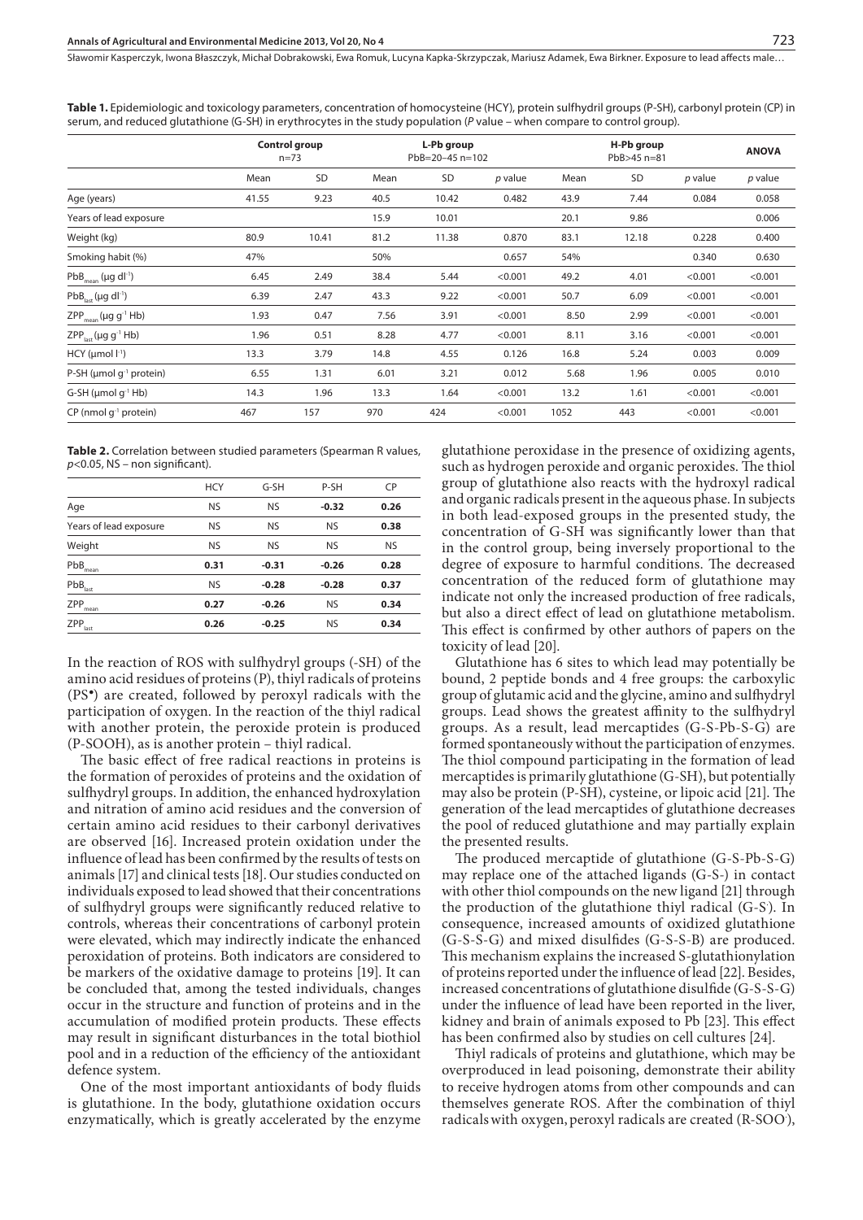**Table 1.** Epidemiologic and toxicology parameters, concentration of homocysteine (HCY), protein sulfhydril groups (P-SH), carbonyl protein (CP) in serum, and reduced glutathione (G-SH) in erythrocytes in the study population (*P* value – when compare to control group).

| | Control group n=73 | | L-Pb group PbB=20–45 n=102 | | | H-Pb group PbB>45 n=81 | | | ANOVA |
|---|---|---|---|---|---|---|---|---|---|
| | Mean | SD | Mean | SD | *p* value | Mean | SD | *p* value | *p* value |
| Age (years) | 41.55 | 9.23 | 40.5 | 10.42 | 0.482 | 43.9 | 7.44 | 0.084 | 0.058 |
| Years of lead exposure | | | 15.9 | 10.01 | | 20.1 | 9.86 | | 0.006 |
| Weight (kg) | 80.9 | 10.41 | 81.2 | 11.38 | 0.870 | 83.1 | 12.18 | 0.228 | 0.400 |
| Smoking habit (%) | 47% | | 50% | | 0.657 | 54% | | 0.340 | 0.630 |
| $PbB_{mean}$ (µg $dl^{-1}$) | 6.45 | 2.49 | 38.4 | 5.44 | <0.001 | 49.2 | 4.01 | <0.001 | <0.001 |
| $PbB_{last}$ (µg $dl^{-1}$) | 6.39 | 2.47 | 43.3 | 9.22 | <0.001 | 50.7 | 6.09 | <0.001 | <0.001 |
| $ZPP_{mean}$ (µg $g^{-1}$ Hb) | 1.93 | 0.47 | 7.56 | 3.91 | <0.001 | 8.50 | 2.99 | <0.001 | <0.001 |
| $ZPP_{last}$ (µg $g^{-1}$ Hb) | 1.96 | 0.51 | 8.28 | 4.77 | <0.001 | 8.11 | 3.16 | <0.001 | <0.001 |
| HCY (µmol $l^{-1}$) | 13.3 | 3.79 | 14.8 | 4.55 | 0.126 | 16.8 | 5.24 | 0.003 | 0.009 |
| P-SH (µmol $g^{-1}$ protein) | 6.55 | 1.31 | 6.01 | 3.21 | 0.012 | 5.68 | 1.96 | 0.005 | 0.010 |
| G-SH (µmol $g^{-1}$ Hb) | 14.3 | 1.96 | 13.3 | 1.64 | <0.001 | 13.2 | 1.61 | <0.001 | <0.001 |
| CP (nmol $g^{-1}$ protein) | 467 | 157 | 970 | 424 | <0.001 | 1052 | 443 | <0.001 | <0.001 |

**Table 2.** Correlation between studied parameters (Spearman R values, $p<0.05$, NS – non significant).

| | HCY | G-SH | P-SH | CP |
|---|---|---|---|---|
| Age | NS | NS | **-0.32** | **0.26** |
| Years of lead exposure | NS | NS | NS | **0.38** |
| Weight | NS | NS | NS | NS |
| $PbB_{mean}$ | **0.31** | **-0.31** | **-0.26** | **0.28** |
| $PbB_{last}$ | NS | **-0.28** | **-0.28** | **0.37** |
| $ZPP_{mean}$ | **0.27** | **-0.26** | NS | **0.34** |
| $ZPP_{last}$ | **0.26** | **-0.25** | NS | **0.34** |

In the reaction of ROS with sulfhydryl groups (-SH) of the amino acid residues of proteins (P), thiyl radicals of proteins (PS•) are created, followed by peroxyl radicals with the participation of oxygen. In the reaction of the thiyl radical with another protein, the peroxide protein is produced (P-SOOH), as is another protein – thiyl radical.

The basic effect of free radical reactions in proteins is the formation of peroxides of proteins and the oxidation of sulfhydryl groups. In addition, the enhanced hydroxylation and nitration of amino acid residues and the conversion of certain amino acid residues to their carbonyl derivatives are observed [16]. Increased protein oxidation under the influence of lead has been confirmed by the results of tests on animals [17] and clinical tests [18]. Our studies conducted on individuals exposed to lead showed that their concentrations of sulfhydryl groups were significantly reduced relative to controls, whereas their concentrations of carbonyl protein were elevated, which may indirectly indicate the enhanced peroxidation of proteins. Both indicators are considered to be markers of the oxidative damage to proteins [19]. It can be concluded that, among the tested individuals, changes occur in the structure and function of proteins and in the accumulation of modified protein products. These effects may result in significant disturbances in the total biothiol pool and in a reduction of the efficiency of the antioxidant defence system.

One of the most important antioxidants of body fluids is glutathione. In the body, glutathione oxidation occurs enzymatically, which is greatly accelerated by the enzyme glutathione peroxidase in the presence of oxidizing agents, such as hydrogen peroxide and organic peroxides. The thiol group of glutathione also reacts with the hydroxyl radical and organic radicals present in the aqueous phase. In subjects in both lead-exposed groups in the presented study, the concentration of G-SH was significantly lower than that in the control group, being inversely proportional to the degree of exposure to harmful conditions. The decreased concentration of the reduced form of glutathione may indicate not only the increased production of free radicals, but also a direct effect of lead on glutathione metabolism. This effect is confirmed by other authors of papers on the toxicity of lead [20].

Glutathione has 6 sites to which lead may potentially be bound, 2 peptide bonds and 4 free groups: the carboxylic group of glutamic acid and the glycine, amino and sulfhydryl groups. Lead shows the greatest affinity to the sulfhydryl groups. As a result, lead mercaptides (G-S-Pb-S-G) are formed spontaneously without the participation of enzymes. The thiol compound participating in the formation of lead mercaptides is primarily glutathione (G-SH), but potentially may also be protein (P-SH), cysteine, or lipoic acid [21]. The generation of the lead mercaptides of glutathione decreases the pool of reduced glutathione and may partially explain the presented results.

The produced mercaptide of glutathione (G-S-Pb-S-G) may replace one of the attached ligands (G-S-) in contact with other thiol compounds on the new ligand [21] through the production of the glutathione thiyl radical (G-S·). In consequence, increased amounts of oxidized glutathione (G-S-S-G) and mixed disulfides (G-S-S-B) are produced. This mechanism explains the increased S-glutathionylation of proteins reported under the influence of lead [22]. Besides, increased concentrations of glutathione disulfide (G-S-S-G) under the influence of lead have been reported in the liver, kidney and brain of animals exposed to Pb [23]. This effect has been confirmed also by studies on cell cultures [24].

Thiyl radicals of proteins and glutathione, which may be overproduced in lead poisoning, demonstrate their ability to receive hydrogen atoms from other compounds and can themselves generate ROS. After the combination of thiyl radicals with oxygen, peroxyl radicals are created (R-SOO·),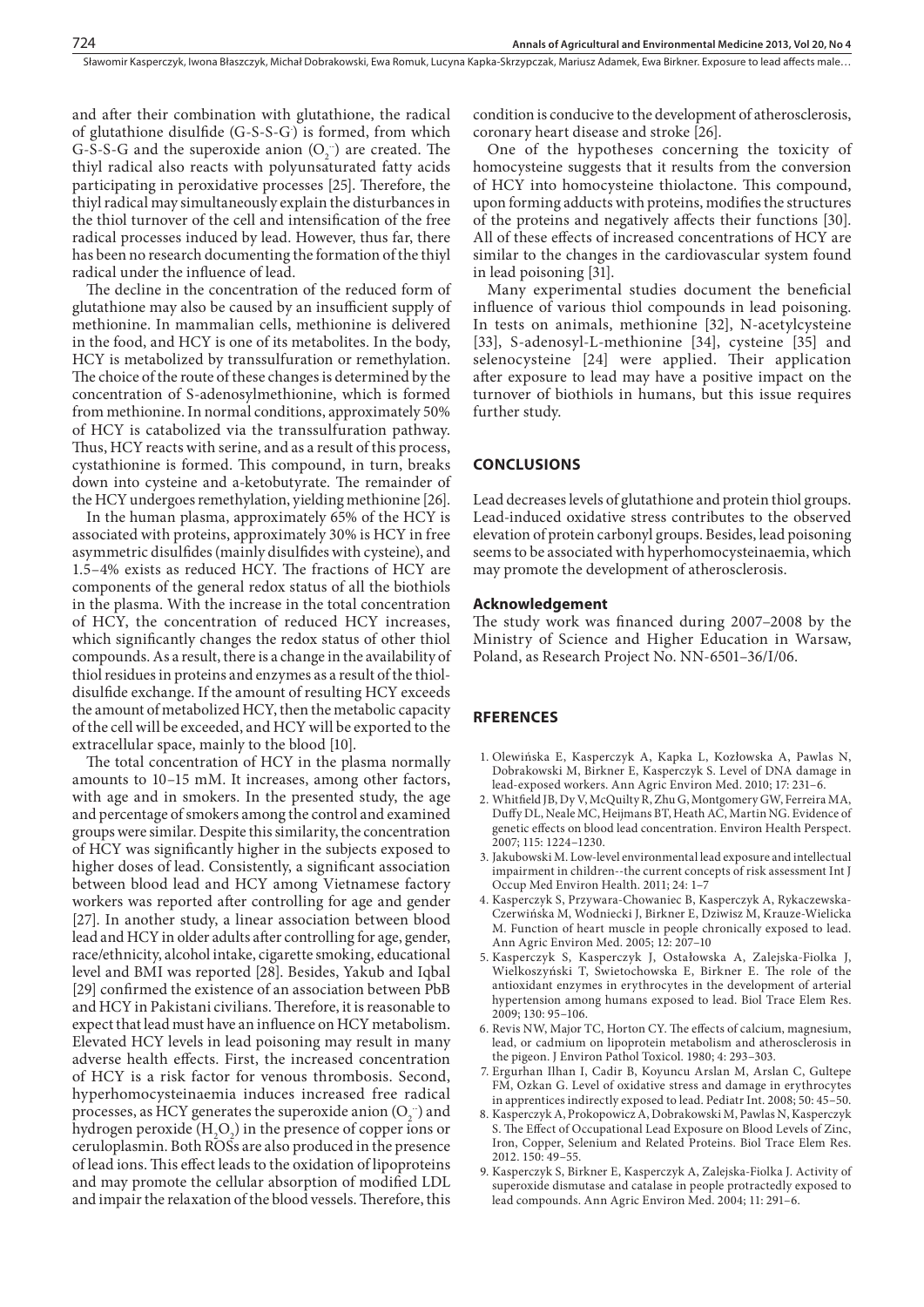and after their combination with glutathione, the radical of glutathione disulfide (G-S-S-G$^{\cdot}$) is formed, from which G-S-S-G and the superoxide anion ($O_2^{\cdot-}$) are created. The thiyl radical also reacts with polyunsaturated fatty acids participating in peroxidative processes [25]. Therefore, the thiyl radical may simultaneously explain the disturbances in the thiol turnover of the cell and intensification of the free radical processes induced by lead. However, thus far, there has been no research documenting the formation of the thiyl radical under the influence of lead.

The decline in the concentration of the reduced form of glutathione may also be caused by an insufficient supply of methionine. In mammalian cells, methionine is delivered in the food, and HCY is one of its metabolites. In the body, HCY is metabolized by transsulfuration or remethylation. The choice of the route of these changes is determined by the concentration of S-adenosylmethionine, which is formed from methionine. In normal conditions, approximately 50% of HCY is catabolized via the transsulfuration pathway. Thus, HCY reacts with serine, and as a result of this process, cystathionine is formed. This compound, in turn, breaks down into cysteine and a-ketobutyrate. The remainder of the HCY undergoes remethylation, yielding methionine [26].

In the human plasma, approximately 65% of the HCY is associated with proteins, approximately 30% is HCY in free asymmetric disulfides (mainly disulfides with cysteine), and 1.5–4% exists as reduced HCY. The fractions of HCY are components of the general redox status of all the biothiols in the plasma. With the increase in the total concentration of HCY, the concentration of reduced HCY increases, which significantly changes the redox status of other thiol compounds. As a result, there is a change in the availability of thiol residues in proteins and enzymes as a result of the thiol-disulfide exchange. If the amount of resulting HCY exceeds the amount of metabolized HCY, then the metabolic capacity of the cell will be exceeded, and HCY will be exported to the extracellular space, mainly to the blood [10].

The total concentration of HCY in the plasma normally amounts to 10–15 mM. It increases, among other factors, with age and in smokers. In the presented study, the age and percentage of smokers among the control and examined groups were similar. Despite this similarity, the concentration of HCY was significantly higher in the subjects exposed to higher doses of lead. Consistently, a significant association between blood lead and HCY among Vietnamese factory workers was reported after controlling for age and gender [27]. In another study, a linear association between blood lead and HCY in older adults after controlling for age, gender, race/ethnicity, alcohol intake, cigarette smoking, educational level and BMI was reported [28]. Besides, Yakub and Iqbal [29] confirmed the existence of an association between PbB and HCY in Pakistani civilians. Therefore, it is reasonable to expect that lead must have an influence on HCY metabolism. Elevated HCY levels in lead poisoning may result in many adverse health effects. First, the increased concentration of HCY is a risk factor for venous thrombosis. Second, hyperhomocysteinaemia induces increased free radical processes, as HCY generates the superoxide anion ($O_2^{\cdot-}$) and hydrogen peroxide ($H_2O_2$) in the presence of copper ions or ceruloplasmin. Both ROSs are also produced in the presence of lead ions. This effect leads to the oxidation of lipoproteins and may promote the cellular absorption of modified LDL and impair the relaxation of the blood vessels. Therefore, this condition is conducive to the development of atherosclerosis, coronary heart disease and stroke [26].

One of the hypotheses concerning the toxicity of homocysteine suggests that it results from the conversion of HCY into homocysteine thiolactone. This compound, upon forming adducts with proteins, modifies the structures of the proteins and negatively affects their functions [30]. All of these effects of increased concentrations of HCY are similar to the changes in the cardiovascular system found in lead poisoning [31].

Many experimental studies document the beneficial influence of various thiol compounds in lead poisoning. In tests on animals, methionine [32], N-acetylcysteine [33], S-adenosyl-L-methionine [34], cysteine [35] and selenocysteine [24] were applied. Their application after exposure to lead may have a positive impact on the turnover of biothiols in humans, but this issue requires further study.

## CONCLUSIONS

Lead decreases levels of glutathione and protein thiol groups. Lead-induced oxidative stress contributes to the observed elevation of protein carbonyl groups. Besides, lead poisoning seems to be associated with hyperhomocysteinaemia, which may promote the development of atherosclerosis.

### Acknowledgement

The study work was financed during 2007–2008 by the Ministry of Science and Higher Education in Warsaw, Poland, as Research Project No. NN-6501–36/I/06.

## RFERENCES

1. Olewińska E, Kasperczyk A, Kapka L, Kozłowska A, Pawlas N, Dobrakowski M, Birkner E, Kasperczyk S. Level of DNA damage in lead-exposed workers. Ann Agric Environ Med. 2010; 17: 231–6.
2. Whitfield JB, Dy V, McQuilty R, Zhu G, Montgomery GW, Ferreira MA, Duffy DL, Neale MC, Heijmans BT, Heath AC, Martin NG. Evidence of genetic effects on blood lead concentration. Environ Health Perspect. 2007; 115: 1224–1230.
3. Jakubowski M. Low-level environmental lead exposure and intellectual impairment in children--the current concepts of risk assessment Int J Occup Med Environ Health. 2011; 24: 1–7
4. Kasperczyk S, Przywara-Chowaniec B, Kasperczyk A, Rykaczewska-Czerwińska M, Wodniecki J, Birkner E, Dziwisz M, Krauze-Wielicka M. Function of heart muscle in people chronically exposed to lead. Ann Agric Environ Med. 2005; 12: 207–10
5. Kasperczyk S, Kasperczyk J, Ostałowska A, Zalejska-Fiolka J, Wielkoszyński T, Swietochowska E, Birkner E. The role of the antioxidant enzymes in erythrocytes in the development of arterial hypertension among humans exposed to lead. Biol Trace Elem Res. 2009; 130: 95–106.
6. Revis NW, Major TC, Horton CY. The effects of calcium, magnesium, lead, or cadmium on lipoprotein metabolism and atherosclerosis in the pigeon. J Environ Pathol Toxicol. 1980; 4: 293–303.
7. Ergurhan Ilhan I, Cadir B, Koyuncu Arslan M, Arslan C, Gultepe FM, Ozkan G. Level of oxidative stress and damage in erythrocytes in apprentices indirectly exposed to lead. Pediatr Int. 2008; 50: 45–50.
8. Kasperczyk A, Prokopowicz A, Dobrakowski M, Pawlas N, Kasperczyk S. The Effect of Occupational Lead Exposure on Blood Levels of Zinc, Iron, Copper, Selenium and Related Proteins. Biol Trace Elem Res. 2012. 150: 49–55.
9. Kasperczyk S, Birkner E, Kasperczyk A, Zalejska-Fiolka J. Activity of superoxide dismutase and catalase in people protractedly exposed to lead compounds. Ann Agric Environ Med. 2004; 11: 291–6.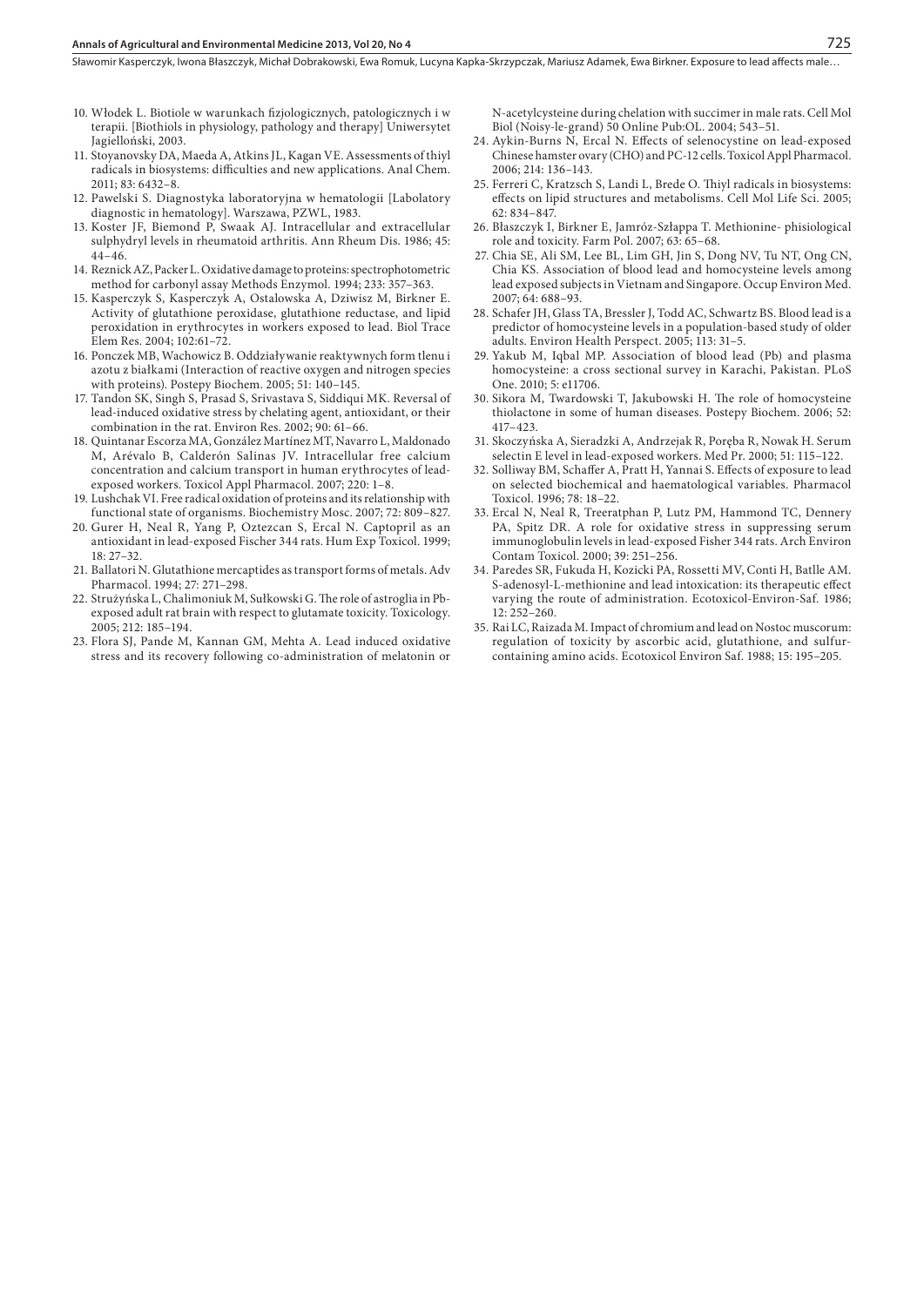10. Włodek L. Biotiole w warunkach fizjologicznych, patologicznych i w terapii. [Biothiols in physiology, pathology and therapy] Uniwersytet Jagielloński, 2003.
11. Stoyanovsky DA, Maeda A, Atkins JL, Kagan VE. Assessments of thiyl radicals in biosystems: difficulties and new applications. Anal Chem. 2011; 83: 6432–8.
12. Pawelski S. Diagnostyka laboratoryjna w hematologii [Labolatory diagnostic in hematology]. Warszawa, PZWL, 1983.
13. Koster JF, Biemond P, Swaak AJ. Intracellular and extracellular sulphydryl levels in rheumatoid arthritis. Ann Rheum Dis. 1986; 45: 44–46.
14. Reznick AZ, Packer L. Oxidative damage to proteins: spectrophotometric method for carbonyl assay Methods Enzymol. 1994; 233: 357–363.
15. Kasperczyk S, Kasperczyk A, Ostalowska A, Dziwisz M, Birkner E. Activity of glutathione peroxidase, glutathione reductase, and lipid peroxidation in erythrocytes in workers exposed to lead. Biol Trace Elem Res. 2004; 102:61–72.
16. Ponczek MB, Wachowicz B. Oddziaływanie reaktywnych form tlenu i azotu z białkami (Interaction of reactive oxygen and nitrogen species with proteins). Postepy Biochem. 2005; 51: 140–145.
17. Tandon SK, Singh S, Prasad S, Srivastava S, Siddiqui MK. Reversal of lead-induced oxidative stress by chelating agent, antioxidant, or their combination in the rat. Environ Res. 2002; 90: 61–66.
18. Quintanar Escorza MA, González Martínez MT, Navarro L, Maldonado M, Arévalo B, Calderón Salinas JV. Intracellular free calcium concentration and calcium transport in human erythrocytes of lead-exposed workers. Toxicol Appl Pharmacol. 2007; 220: 1–8.
19. Lushchak VI. Free radical oxidation of proteins and its relationship with functional state of organisms. Biochemistry Mosc. 2007; 72: 809–827.
20. Gurer H, Neal R, Yang P, Oztezcan S, Ercal N. Captopril as an antioxidant in lead-exposed Fischer 344 rats. Hum Exp Toxicol. 1999; 18: 27–32.
21. Ballatori N. Glutathione mercaptides as transport forms of metals. Adv Pharmacol. 1994; 27: 271–298.
22. Strużyńska L, Chalimoniuk M, Sułkowski G. The role of astroglia in Pb-exposed adult rat brain with respect to glutamate toxicity. Toxicology. 2005; 212: 185–194.
23. Flora SJ, Pande M, Kannan GM, Mehta A. Lead induced oxidative stress and its recovery following co-administration of melatonin or N-acetylcysteine during chelation with succimer in male rats. Cell Mol Biol (Noisy-le-grand) 50 Online Pub:OL. 2004; 543–51.
24. Aykin-Burns N, Ercal N. Effects of selenocystine on lead-exposed Chinese hamster ovary (CHO) and PC-12 cells. Toxicol Appl Pharmacol. 2006; 214: 136–143.
25. Ferreri C, Kratzsch S, Landi L, Brede O. Thiyl radicals in biosystems: effects on lipid structures and metabolisms. Cell Mol Life Sci. 2005; 62: 834–847.
26. Błaszczyk I, Birkner E, Jamróz-Szłappa T. Methionine- phisiological role and toxicity. Farm Pol. 2007; 63: 65–68.
27. Chia SE, Ali SM, Lee BL, Lim GH, Jin S, Dong NV, Tu NT, Ong CN, Chia KS. Association of blood lead and homocysteine levels among lead exposed subjects in Vietnam and Singapore. Occup Environ Med. 2007; 64: 688–93.
28. Schafer JH, Glass TA, Bressler J, Todd AC, Schwartz BS. Blood lead is a predictor of homocysteine levels in a population-based study of older adults. Environ Health Perspect. 2005; 113: 31–5.
29. Yakub M, Iqbal MP. Association of blood lead (Pb) and plasma homocysteine: a cross sectional survey in Karachi, Pakistan. PLoS One. 2010; 5: e11706.
30. Sikora M, Twardowski T, Jakubowski H. The role of homocysteine thiolactone in some of human diseases. Postepy Biochem. 2006; 52: 417–423.
31. Skoczyńska A, Sieradzki A, Andrzejak R, Poręba R, Nowak H. Serum selectin E level in lead-exposed workers. Med Pr. 2000; 51: 115–122.
32. Solliway BM, Schaffer A, Pratt H, Yannai S. Effects of exposure to lead on selected biochemical and haematological variables. Pharmacol Toxicol. 1996; 78: 18–22.
33. Ercal N, Neal R, Treeratphan P, Lutz PM, Hammond TC, Dennery PA, Spitz DR. A role for oxidative stress in suppressing serum immunoglobulin levels in lead-exposed Fisher 344 rats. Arch Environ Contam Toxicol. 2000; 39: 251–256.
34. Paredes SR, Fukuda H, Kozicki PA, Rossetti MV, Conti H, Batlle AM. S-adenosyl-L-methionine and lead intoxication: its therapeutic effect varying the route of administration. Ecotoxicol-Environ-Saf. 1986; 12: 252–260.
35. Rai LC, Raizada M. Impact of chromium and lead on Nostoc muscorum: regulation of toxicity by ascorbic acid, glutathione, and sulfur-containing amino acids. Ecotoxicol Environ Saf. 1988; 15: 195–205.